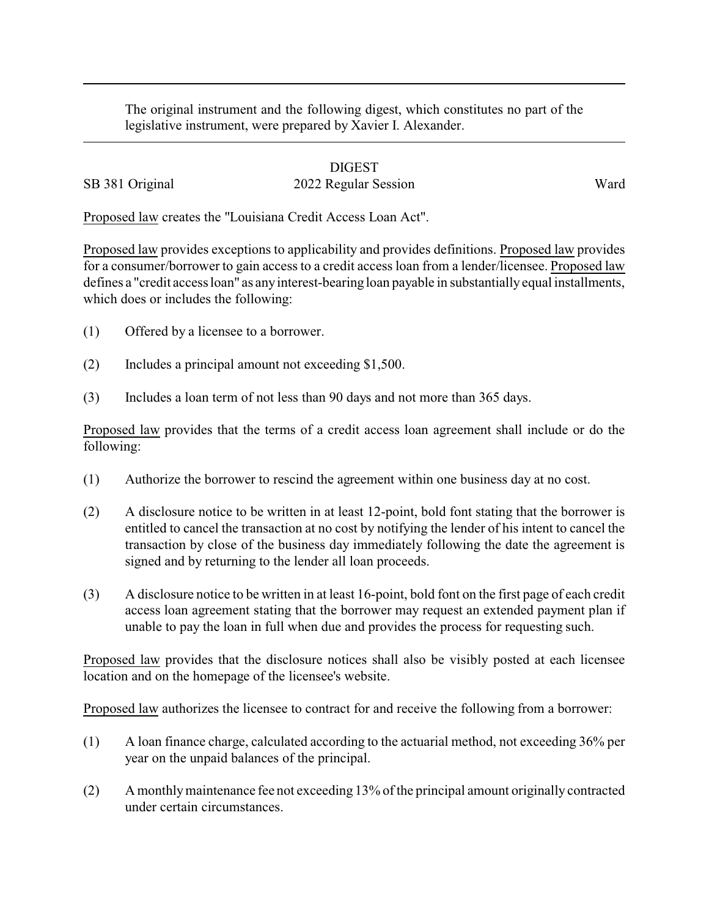The original instrument and the following digest, which constitutes no part of the legislative instrument, were prepared by Xavier I. Alexander.

DIGEST

SB 381 Original 2022 Regular Session Ward

Proposed law creates the "Louisiana Credit Access Loan Act".

Proposed law provides exceptions to applicability and provides definitions. Proposed law provides for a consumer/borrower to gain access to a credit access loan from a lender/licensee. Proposed law defines a "credit access loan" as any interest-bearing loan payable in substantially equal installments, which does or includes the following:

(1) Offered by a licensee to a borrower.

(2) Includes a principal amount not exceeding $1,500.

(3) Includes a loan term of not less than 90 days and not more than 365 days.

Proposed law provides that the terms of a credit access loan agreement shall include or do the following:

(1) Authorize the borrower to rescind the agreement within one business day at no cost.

(2) A disclosure notice to be written in at least 12-point, bold font stating that the borrower is entitled to cancel the transaction at no cost by notifying the lender of his intent to cancel the transaction by close of the business day immediately following the date the agreement is signed and by returning to the lender all loan proceeds.

(3) A disclosure notice to be written in at least 16-point, bold font on the first page of each credit access loan agreement stating that the borrower may request an extended payment plan if unable to pay the loan in full when due and provides the process for requesting such.

Proposed law provides that the disclosure notices shall also be visibly posted at each licensee location and on the homepage of the licensee's website.

Proposed law authorizes the licensee to contract for and receive the following from a borrower:

(1) A loan finance charge, calculated according to the actuarial method, not exceeding 36% per year on the unpaid balances of the principal.

(2) A monthly maintenance fee not exceeding 13% of the principal amount originally contracted under certain circumstances.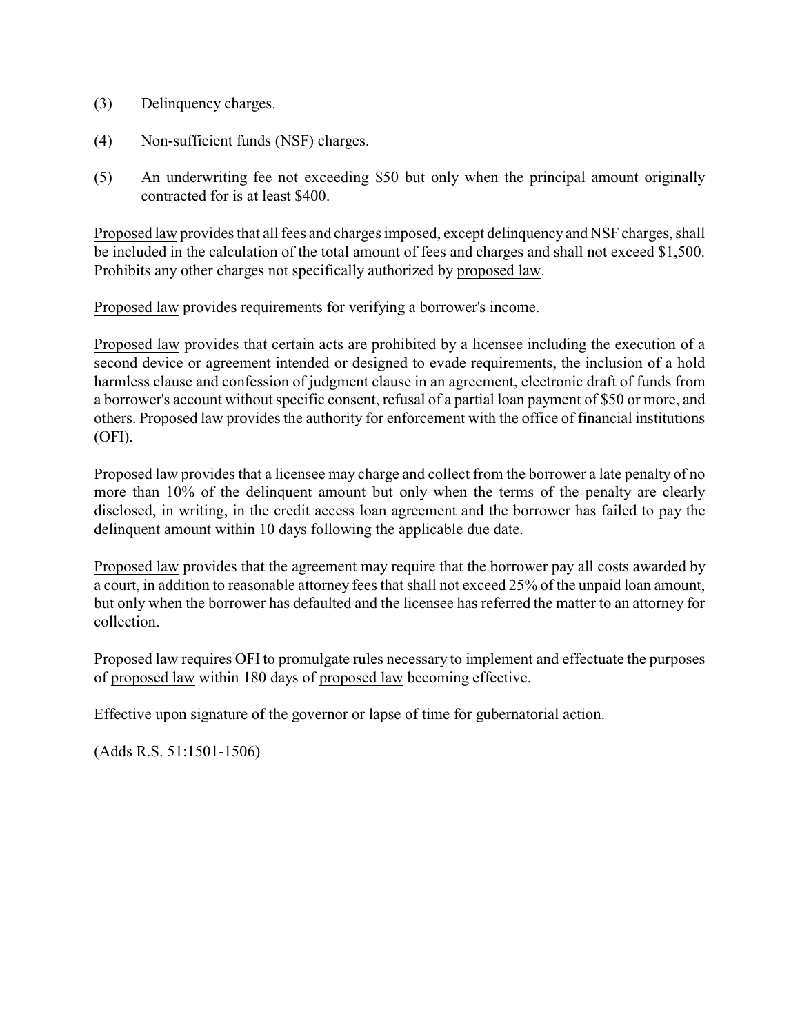(3) Delinquency charges.

(4) Non-sufficient funds (NSF) charges.

(5) An underwriting fee not exceeding $50 but only when the principal amount originally contracted for is at least $400.

Proposed law provides that all fees and charges imposed, except delinquency and NSF charges, shall be included in the calculation of the total amount of fees and charges and shall not exceed $1,500. Prohibits any other charges not specifically authorized by proposed law.

Proposed law provides requirements for verifying a borrower's income.

Proposed law provides that certain acts are prohibited by a licensee including the execution of a second device or agreement intended or designed to evade requirements, the inclusion of a hold harmless clause and confession of judgment clause in an agreement, electronic draft of funds from a borrower's account without specific consent, refusal of a partial loan payment of $50 or more, and others. Proposed law provides the authority for enforcement with the office of financial institutions (OFI).

Proposed law provides that a licensee may charge and collect from the borrower a late penalty of no more than 10% of the delinquent amount but only when the terms of the penalty are clearly disclosed, in writing, in the credit access loan agreement and the borrower has failed to pay the delinquent amount within 10 days following the applicable due date.

Proposed law provides that the agreement may require that the borrower pay all costs awarded by a court, in addition to reasonable attorney fees that shall not exceed 25% of the unpaid loan amount, but only when the borrower has defaulted and the licensee has referred the matter to an attorney for collection.

Proposed law requires OFI to promulgate rules necessary to implement and effectuate the purposes of proposed law within 180 days of proposed law becoming effective.

Effective upon signature of the governor or lapse of time for gubernatorial action.

(Adds R.S. 51:1501-1506)